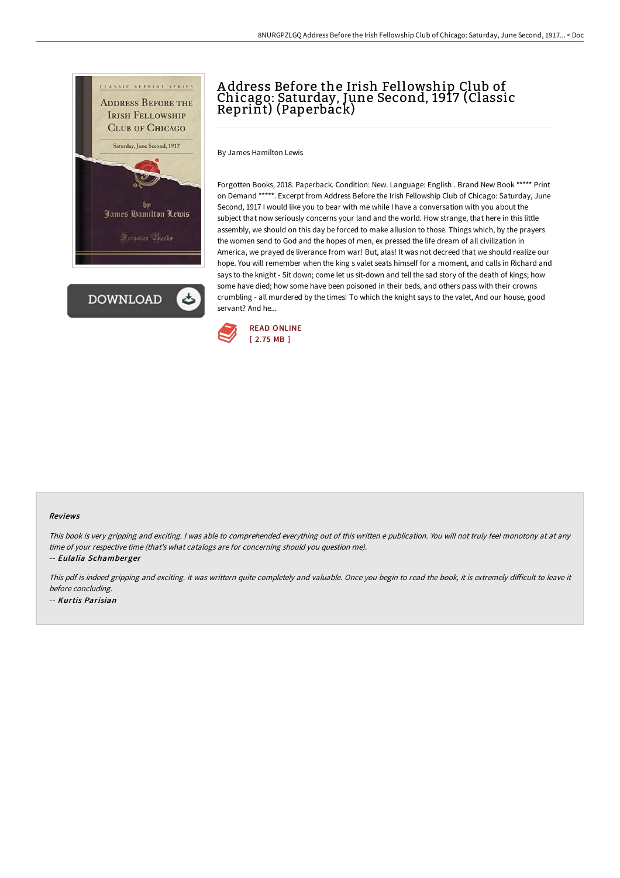# Address Before the Irish Fellowship Club of Chicago: Saturday, June Second, 1917 (Classic Reprint) (Paperback)

By James Hamilton Lewis

Forgotten Books, 2018. Paperback. Condition: New. Language: English . Brand New Book ***** Print on Demand *****. Excerpt from Address Before the Irish Fellowship Club of Chicago: Saturday, June Second, 1917 I would like you to bear with me while I have a conversation with you about the subject that now seriously concerns your land and the world. How strange, that here in this little assembly, we should on this day be forced to make allusion to those. Things which, by the prayers the women send to God and the hopes of men, ex pressed the life dream of all civilization in America, we prayed de liverance from war! But, alas! It was not decreed that we should realize our hope. You will remember when the king s valet seats himself for a moment, and calls in Richard and says to the knight - Sit down; come let us sit-down and tell the sad story of the death of kings; how some have died; how some have been poisoned in their beds, and others pass with their crowns crumbling - all murdered by the times! To which the knight says to the valet, And our house, good servant? And he...

READ ONLINE
[ 2.75 MB ]

#### Reviews

*This book is very gripping and exciting. I was able to comprehended everything out of this written e publication. You will not truly feel monotony at at any time of your respective time (that's what catalogs are for concerning should you question me).*

-- *Eulalia Schamberger*

*This pdf is indeed gripping and exciting. it was writtern quite completely and valuable. Once you begin to read the book, it is extremely difficult to leave it before concluding.*

-- *Kurtis Parisian*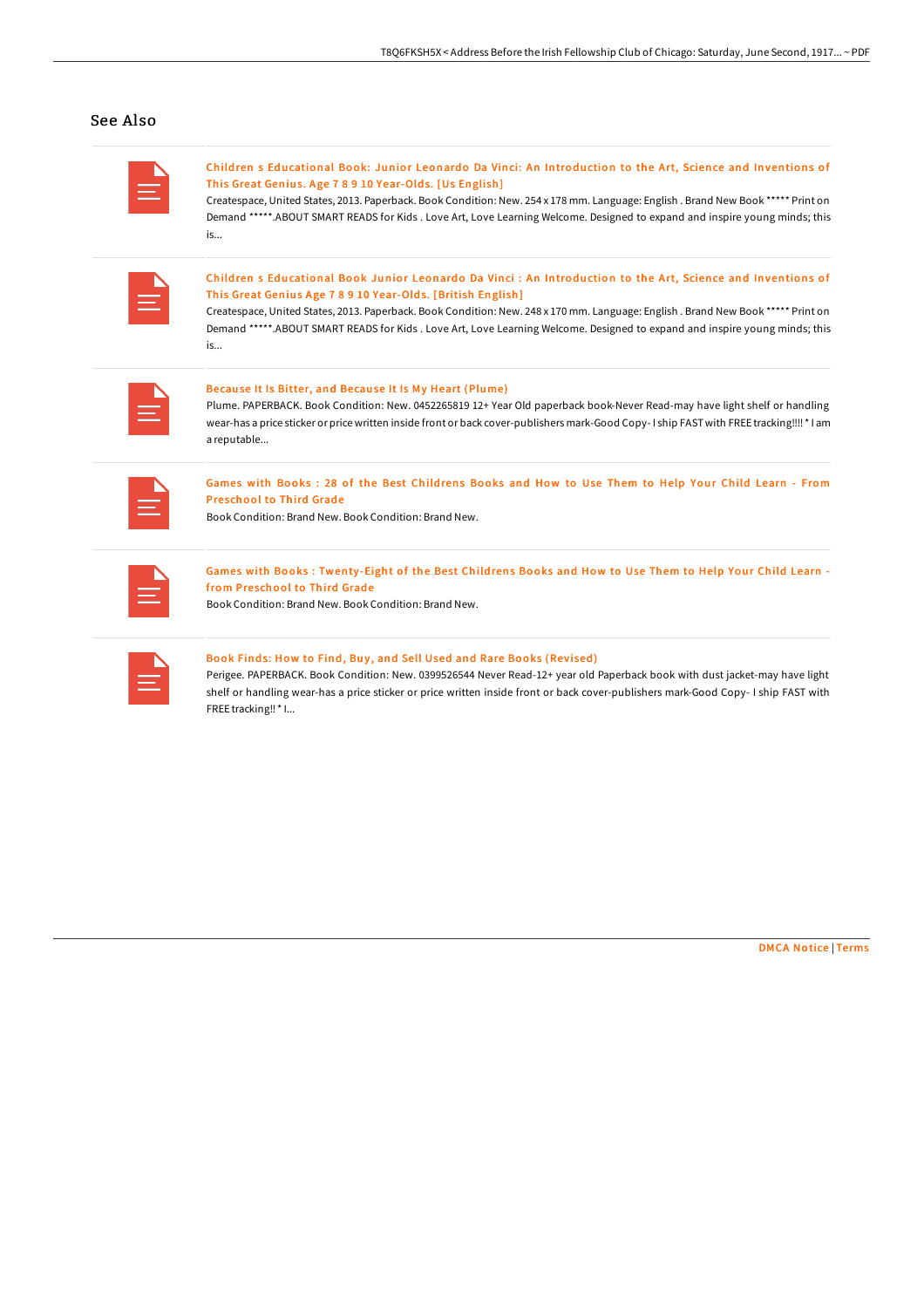## See Also

**Children s Educational Book: Junior Leonardo Da Vinci: An Introduction to the Art, Science and Inventions of This Great Genius. Age 7 8 9 10 Year-Olds. [Us English]**

Createspace, United States, 2013. Paperback. Book Condition: New. 254 x 178 mm. Language: English . Brand New Book ***** Print on Demand *****.ABOUT SMART READS for Kids . Love Art, Love Learning Welcome. Designed to expand and inspire young minds; this is...

**Children s Educational Book Junior Leonardo Da Vinci : An Introduction to the Art, Science and Inventions of This Great Genius Age 7 8 9 10 Year-Olds. [British English]**

Createspace, United States, 2013. Paperback. Book Condition: New. 248 x 170 mm. Language: English . Brand New Book ***** Print on Demand *****.ABOUT SMART READS for Kids . Love Art, Love Learning Welcome. Designed to expand and inspire young minds; this is...

**Because It Is Bitter, and Because It Is My Heart (Plume)**

Plume. PAPERBACK. Book Condition: New. 0452265819 12+ Year Old paperback book-Never Read-may have light shelf or handling wear-has a price sticker or price written inside front or back cover-publishers mark-Good Copy- I ship FAST with FREE tracking!!!! * I am a reputable...

**Games with Books : 28 of the Best Childrens Books and How to Use Them to Help Your Child Learn - From Preschool to Third Grade**

Book Condition: Brand New. Book Condition: Brand New.

**Games with Books : Twenty-Eight of the Best Childrens Books and How to Use Them to Help Your Child Learn - from Preschool to Third Grade**

Book Condition: Brand New. Book Condition: Brand New.

**Book Finds: How to Find, Buy, and Sell Used and Rare Books (Revised)**

Perigee. PAPERBACK. Book Condition: New. 0399526544 Never Read-12+ year old Paperback book with dust jacket-may have light shelf or handling wear-has a price sticker or price written inside front or back cover-publishers mark-Good Copy- I ship FAST with FREE tracking!! * I...